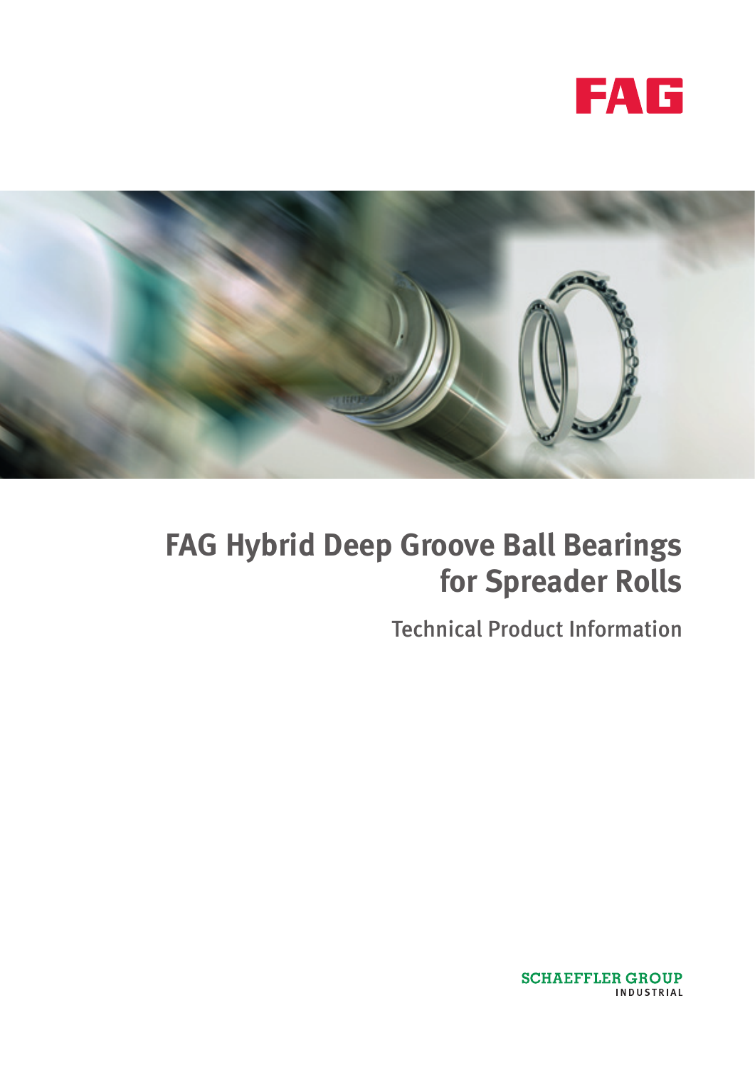FAG

# FAG Hybrid Deep Groove Ball Bearings for Spreader Rolls

Technical Product Information

SCHAEFFLER GROUP
INDUSTRIAL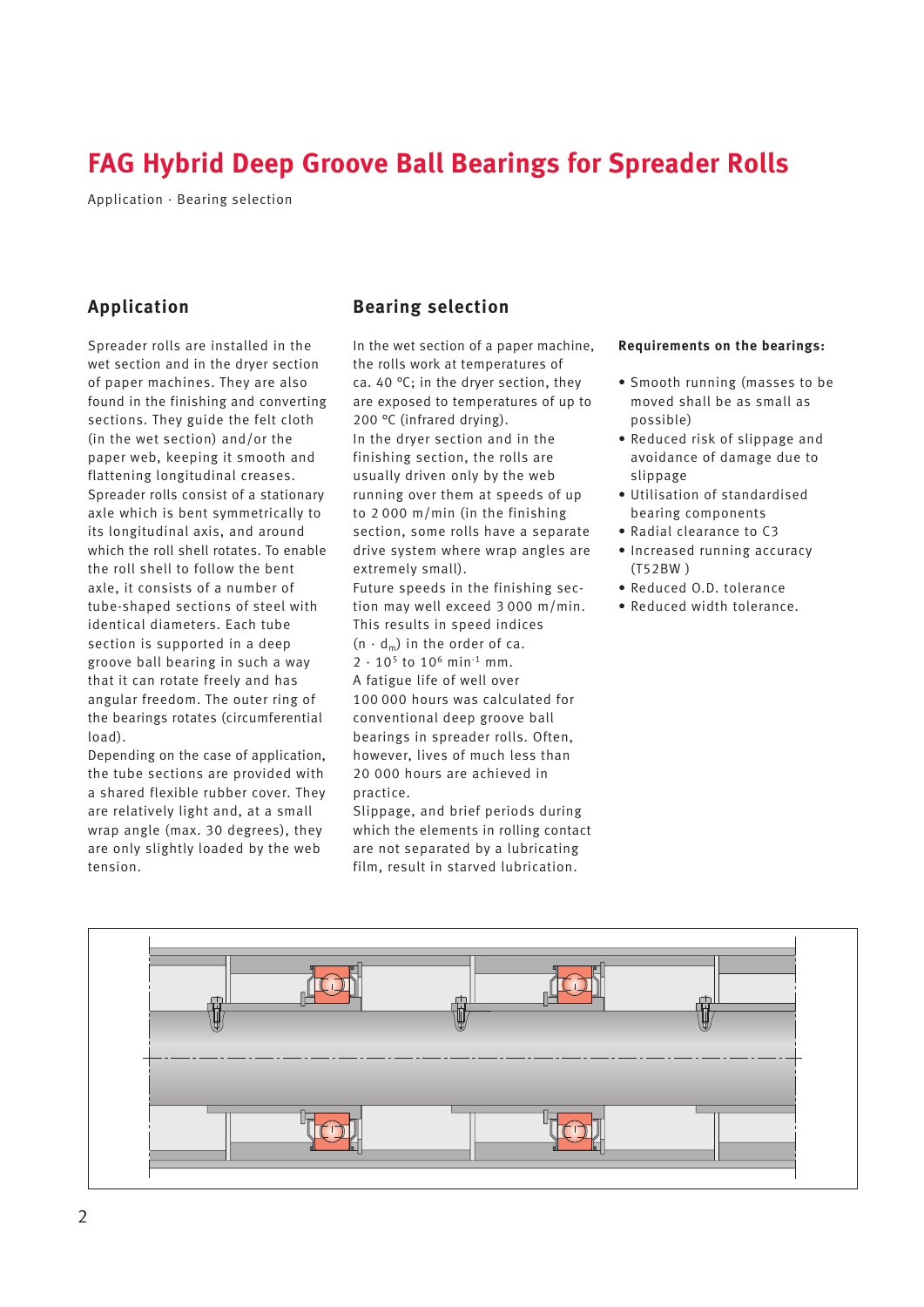# FAG Hybrid Deep Groove Ball Bearings for Spreader Rolls

Application · Bearing selection

## Application

Spreader rolls are installed in the wet section and in the dryer section of paper machines. They are also found in the finishing and converting sections. They guide the felt cloth (in the wet section) and/or the paper web, keeping it smooth and flattening longitudinal creases.
Spreader rolls consist of a stationary axle which is bent symmetrically to its longitudinal axis, and around which the roll shell rotates. To enable the roll shell to follow the bent axle, it consists of a number of tube-shaped sections of steel with identical diameters. Each tube section is supported in a deep groove ball bearing in such a way that it can rotate freely and has angular freedom. The outer ring of the bearings rotates (circumferential load).
Depending on the case of application, the tube sections are provided with a shared flexible rubber cover. They are relatively light and, at a small wrap angle (max. 30 degrees), they are only slightly loaded by the web tension.

## Bearing selection

In the wet section of a paper machine, the rolls work at temperatures of ca. 40 °C; in the dryer section, they are exposed to temperatures of up to 200 °C (infrared drying).
In the dryer section and in the finishing section, the rolls are usually driven only by the web running over them at speeds of up to 2 000 m/min (in the finishing section, some rolls have a separate drive system where wrap angles are extremely small).
Future speeds in the finishing section may well exceed 3 000 m/min. This results in speed indices ($n \cdot d_m$) in the order of ca. $2 \cdot 10^5$ to $10^6$ $min^{-1}$ mm.
A fatigue life of well over 100 000 hours was calculated for conventional deep groove ball bearings in spreader rolls. Often, however, lives of much less than 20 000 hours are achieved in practice.
Slippage, and brief periods during which the elements in rolling contact are not separated by a lubricating film, result in starved lubrication.

**Requirements on the bearings:**

- Smooth running (masses to be moved shall be as small as possible)
- Reduced risk of slippage and avoidance of damage due to slippage
- Utilisation of standardised bearing components
- Radial clearance to C3
- Increased running accuracy (T52BW )
- Reduced O.D. tolerance
- Reduced width tolerance.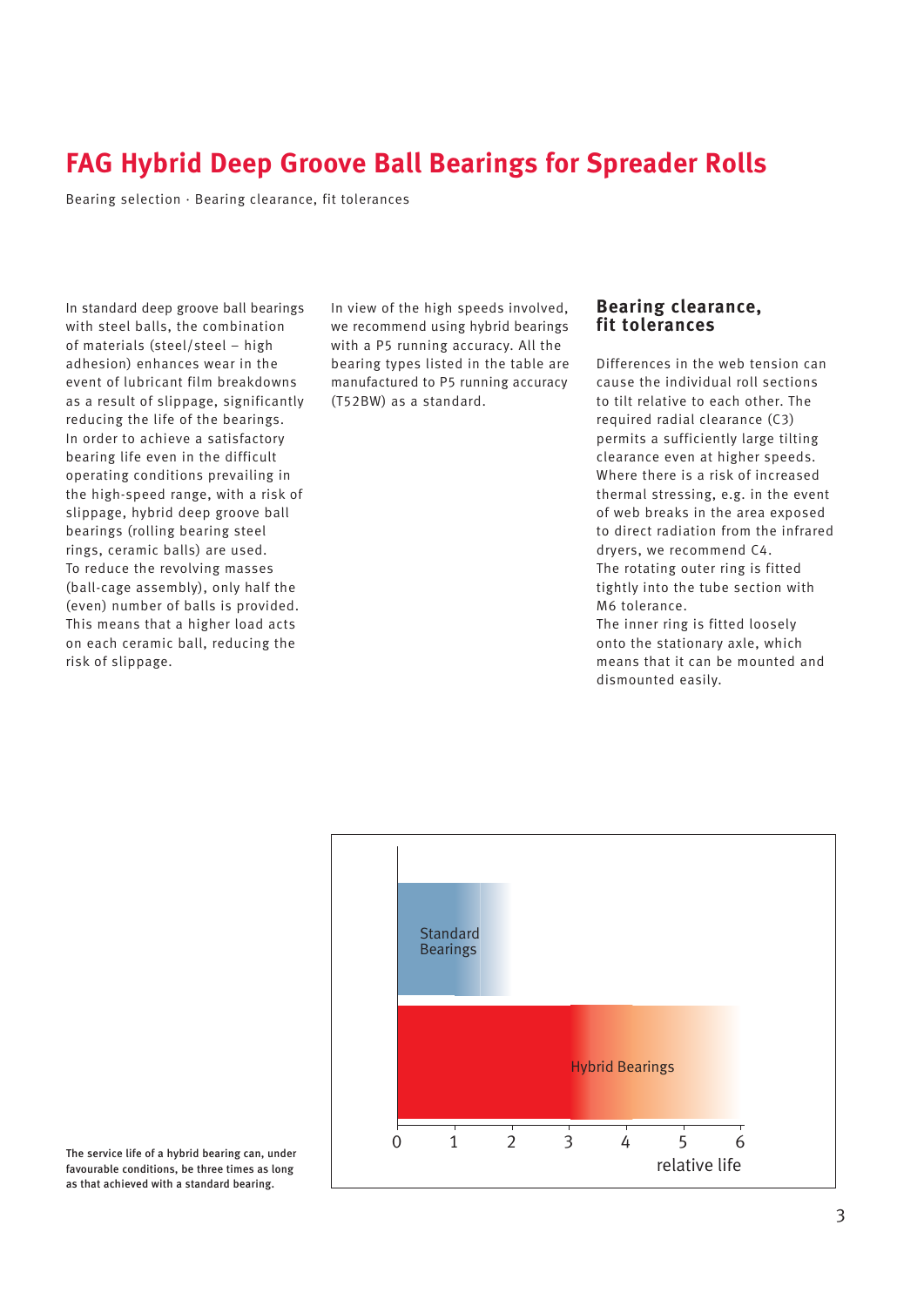# FAG Hybrid Deep Groove Ball Bearings for Spreader Rolls

Bearing selection · Bearing clearance, fit tolerances

In standard deep groove ball bearings with steel balls, the combination of materials (steel/steel – high adhesion) enhances wear in the event of lubricant film breakdowns as a result of slippage, significantly reducing the life of the bearings.
In order to achieve a satisfactory bearing life even in the difficult operating conditions prevailing in the high-speed range, with a risk of slippage, hybrid deep groove ball bearings (rolling bearing steel rings, ceramic balls) are used.
To reduce the revolving masses (ball-cage assembly), only half the (even) number of balls is provided. This means that a higher load acts on each ceramic ball, reducing the risk of slippage.

In view of the high speeds involved, we recommend using hybrid bearings with a P5 running accuracy. All the bearing types listed in the table are manufactured to P5 running accuracy (T52BW) as a standard.

## Bearing clearance, fit tolerances

Differences in the web tension can cause the individual roll sections to tilt relative to each other. The required radial clearance (C3) permits a sufficiently large tilting clearance even at higher speeds. Where there is a risk of increased thermal stressing, e.g. in the event of web breaks in the area exposed to direct radiation from the infrared dryers, we recommend C4.
The rotating outer ring is fitted tightly into the tube section with M6 tolerance.
The inner ring is fitted loosely onto the stationary axle, which means that it can be mounted and dismounted easily.

**The service life of a hybrid bearing can, under favourable conditions, be three times as long as that achieved with a standard bearing.**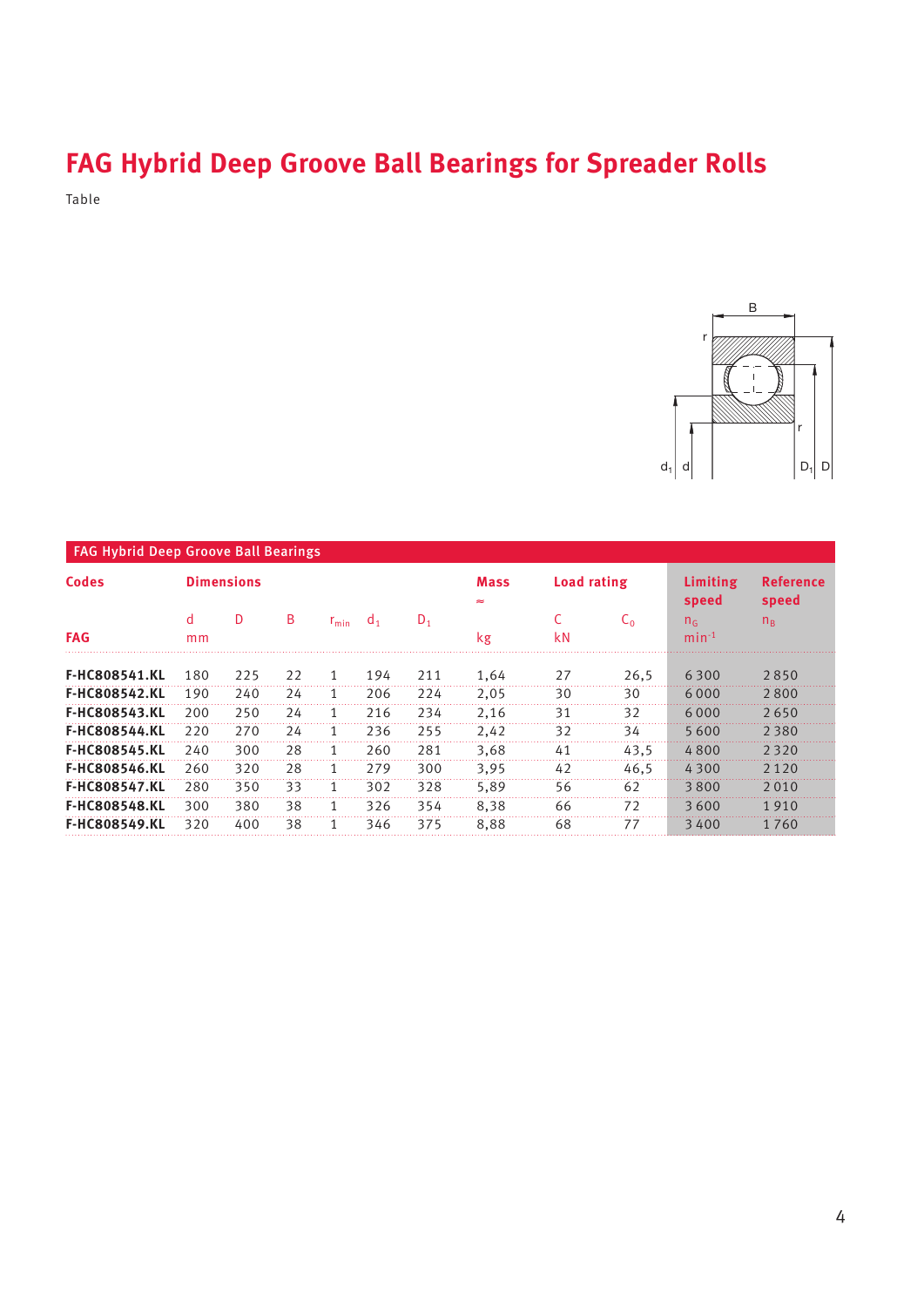# FAG Hybrid Deep Groove Ball Bearings for Spreader Rolls

Table

| FAG Hybrid Deep Groove Ball Bearings | | | | | | | | | | | |
|---|---|---|---|---|---|---|---|---|---|---|---|
| **Codes** | **Dimensions** | | | | | | **Mass** | **Load rating** | | **Limiting speed** | **Reference speed** |
| | d | D | B | $r_{min}$ | $d_1$ | $D_1$ | ≈ | C | $C_0$ | $n_G$ | $n_B$ |
| **FAG** | mm | | | | | | kg | kN | | $min^{-1}$ | |
| **F-HC808541.KL** | 180 | 225 | 22 | 1 | 194 | 211 | 1,64 | 27 | 26,5 | 6 300 | 2 850 |
| **F-HC808542.KL** | 190 | 240 | 24 | 1 | 206 | 224 | 2,05 | 30 | 30 | 6 000 | 2 800 |
| **F-HC808543.KL** | 200 | 250 | 24 | 1 | 216 | 234 | 2,16 | 31 | 32 | 6 000 | 2 650 |
| **F-HC808544.KL** | 220 | 270 | 24 | 1 | 236 | 255 | 2,42 | 32 | 34 | 5 600 | 2 380 |
| **F-HC808545.KL** | 240 | 300 | 28 | 1 | 260 | 281 | 3,68 | 41 | 43,5 | 4 800 | 2 320 |
| **F-HC808546.KL** | 260 | 320 | 28 | 1 | 279 | 300 | 3,95 | 42 | 46,5 | 4 300 | 2 120 |
| **F-HC808547.KL** | 280 | 350 | 33 | 1 | 302 | 328 | 5,89 | 56 | 62 | 3 800 | 2 010 |
| **F-HC808548.KL** | 300 | 380 | 38 | 1 | 326 | 354 | 8,38 | 66 | 72 | 3 600 | 1 910 |
| **F-HC808549.KL** | 320 | 400 | 38 | 1 | 346 | 375 | 8,88 | 68 | 77 | 3 400 | 1 760 |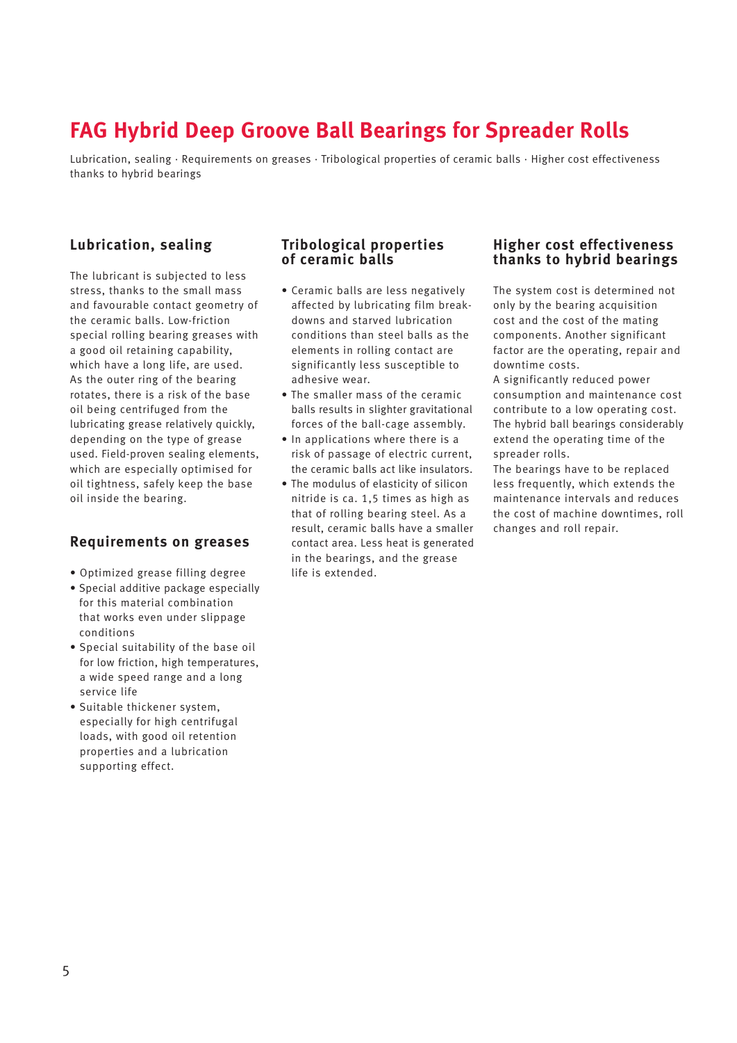# FAG Hybrid Deep Groove Ball Bearings for Spreader Rolls

Lubrication, sealing · Requirements on greases · Tribological properties of ceramic balls · Higher cost effectiveness thanks to hybrid bearings

## Lubrication, sealing

The lubricant is subjected to less stress, thanks to the small mass and favourable contact geometry of the ceramic balls. Low-friction special rolling bearing greases with a good oil retaining capability, which have a long life, are used. As the outer ring of the bearing rotates, there is a risk of the base oil being centrifuged from the lubricating grease relatively quickly, depending on the type of grease used. Field-proven sealing elements, which are especially optimised for oil tightness, safely keep the base oil inside the bearing.

## Requirements on greases

- Optimized grease filling degree
- Special additive package especially for this material combination that works even under slippage conditions
- Special suitability of the base oil for low friction, high temperatures, a wide speed range and a long service life
- Suitable thickener system, especially for high centrifugal loads, with good oil retention properties and a lubrication supporting effect.

## Tribological properties of ceramic balls

- Ceramic balls are less negatively affected by lubricating film break-downs and starved lubrication conditions than steel balls as the elements in rolling contact are significantly less susceptible to adhesive wear.
- The smaller mass of the ceramic balls results in slighter gravitational forces of the ball-cage assembly.
- In applications where there is a risk of passage of electric current, the ceramic balls act like insulators.
- The modulus of elasticity of silicon nitride is ca. 1,5 times as high as that of rolling bearing steel. As a result, ceramic balls have a smaller contact area. Less heat is generated in the bearings, and the grease life is extended.

## Higher cost effectiveness thanks to hybrid bearings

The system cost is determined not only by the bearing acquisition cost and the cost of the mating components. Another significant factor are the operating, repair and downtime costs.
A significantly reduced power consumption and maintenance cost contribute to a low operating cost. The hybrid ball bearings considerably extend the operating time of the spreader rolls.
The bearings have to be replaced less frequently, which extends the maintenance intervals and reduces the cost of machine downtimes, roll changes and roll repair.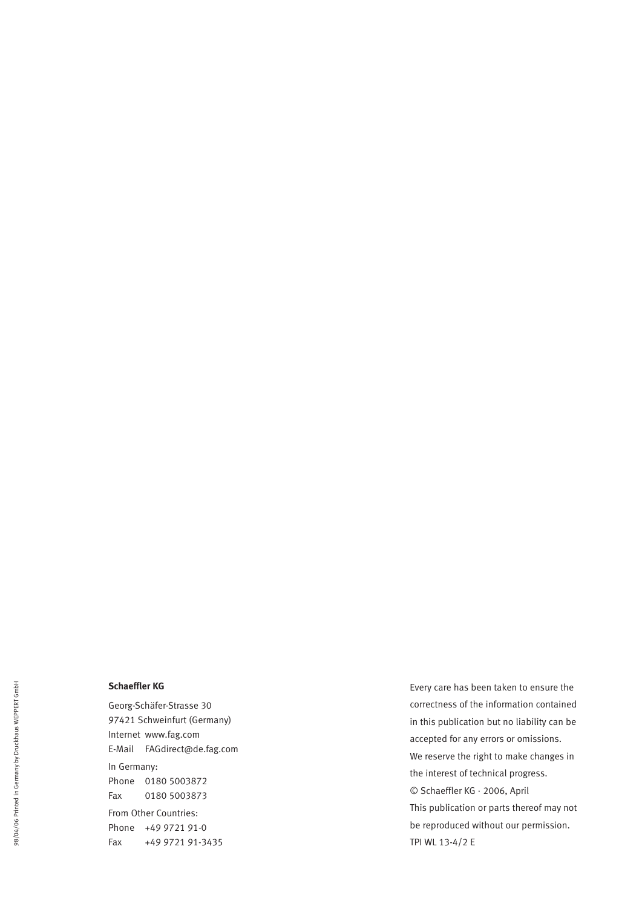98/04/06 Printed in Germany by Druckhaus WEPPERT GmbH

**Schaeffler KG**

Georg-Schäfer-Strasse 30
97421 Schweinfurt (Germany)
Internet www.fag.com
E-Mail FAGdirect@de.fag.com

In Germany:
Phone 0180 5003872
Fax 0180 5003873

From Other Countries:
Phone +49 9721 91-0
Fax +49 9721 91-3435

Every care has been taken to ensure the correctness of the information contained in this publication but no liability can be accepted for any errors or omissions.
We reserve the right to make changes in the interest of technical progress.
© Schaeffler KG · 2006, April
This publication or parts thereof may not be reproduced without our permission.
TPI WL 13-4/2 E